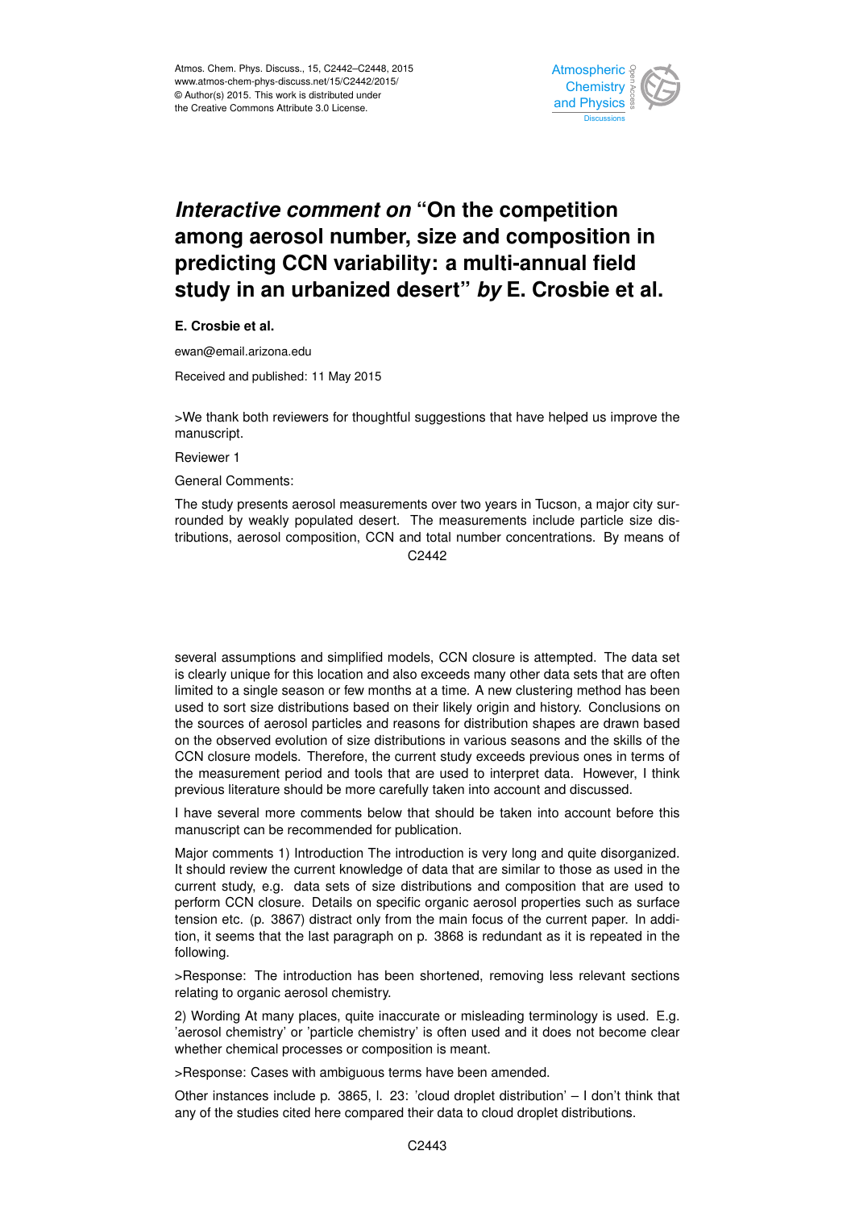# *Interactive comment on* "On the competition among aerosol number, size and composition in predicting CCN variability: a multi-annual field study in an urbanized desert" *by* E. Crosbie et al.

**E. Crosbie et al.**

ewan@email.arizona.edu

Received and published: 11 May 2015

>We thank both reviewers for thoughtful suggestions that have helped us improve the manuscript.

Reviewer 1

General Comments:

The study presents aerosol measurements over two years in Tucson, a major city surrounded by weakly populated desert. The measurements include particle size distributions, aerosol composition, CCN and total number concentrations. By means of several assumptions and simplified models, CCN closure is attempted. The data set is clearly unique for this location and also exceeds many other data sets that are often limited to a single season or few months at a time. A new clustering method has been used to sort size distributions based on their likely origin and history. Conclusions on the sources of aerosol particles and reasons for distribution shapes are drawn based on the observed evolution of size distributions in various seasons and the skills of the CCN closure models. Therefore, the current study exceeds previous ones in terms of the measurement period and tools that are used to interpret data. However, I think previous literature should be more carefully taken into account and discussed.

I have several more comments below that should be taken into account before this manuscript can be recommended for publication.

Major comments 1) Introduction The introduction is very long and quite disorganized. It should review the current knowledge of data that are similar to those as used in the current study, e.g. data sets of size distributions and composition that are used to perform CCN closure. Details on specific organic aerosol properties such as surface tension etc. (p. 3867) distract only from the main focus of the current paper. In addition, it seems that the last paragraph on p. 3868 is redundant as it is repeated in the following.

>Response: The introduction has been shortened, removing less relevant sections relating to organic aerosol chemistry.

2) Wording At many places, quite inaccurate or misleading terminology is used. E.g. 'aerosol chemistry' or 'particle chemistry' is often used and it does not become clear whether chemical processes or composition is meant.

>Response: Cases with ambiguous terms have been amended.

Other instances include p. 3865, l. 23: 'cloud droplet distribution' – I don't think that any of the studies cited here compared their data to cloud droplet distributions.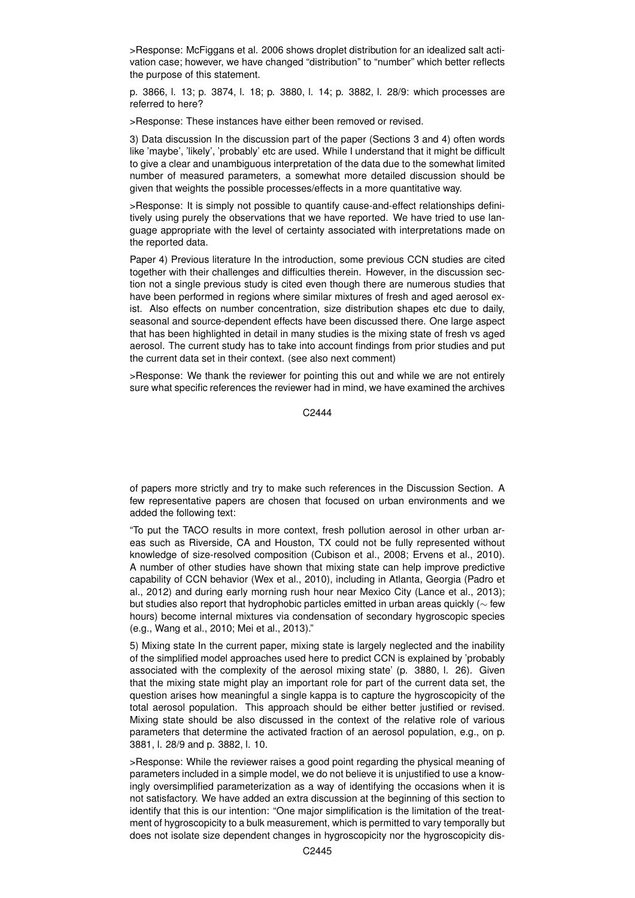>Response: McFiggans et al. 2006 shows droplet distribution for an idealized salt activation case; however, we have changed "distribution" to "number" which better reflects the purpose of this statement.

p. 3866, l. 13; p. 3874, l. 18; p. 3880, l. 14; p. 3882, l. 28/9: which processes are referred to here?

>Response: These instances have either been removed or revised.

3) Data discussion In the discussion part of the paper (Sections 3 and 4) often words like 'maybe', 'likely', 'probably' etc are used. While I understand that it might be difficult to give a clear and unambiguous interpretation of the data due to the somewhat limited number of measured parameters, a somewhat more detailed discussion should be given that weights the possible processes/effects in a more quantitative way.

>Response: It is simply not possible to quantify cause-and-effect relationships definitively using purely the observations that we have reported. We have tried to use language appropriate with the level of certainty associated with interpretations made on the reported data.

Paper 4) Previous literature In the introduction, some previous CCN studies are cited together with their challenges and difficulties therein. However, in the discussion section not a single previous study is cited even though there are numerous studies that have been performed in regions where similar mixtures of fresh and aged aerosol exist. Also effects on number concentration, size distribution shapes etc due to daily, seasonal and source-dependent effects have been discussed there. One large aspect that has been highlighted in detail in many studies is the mixing state of fresh vs aged aerosol. The current study has to take into account findings from prior studies and put the current data set in their context. (see also next comment)

>Response: We thank the reviewer for pointing this out and while we are not entirely sure what specific references the reviewer had in mind, we have examined the archives of papers more strictly and try to make such references in the Discussion Section. A few representative papers are chosen that focused on urban environments and we added the following text:

"To put the TACO results in more context, fresh pollution aerosol in other urban areas such as Riverside, CA and Houston, TX could not be fully represented without knowledge of size-resolved composition (Cubison et al., 2008; Ervens et al., 2010). A number of other studies have shown that mixing state can help improve predictive capability of CCN behavior (Wex et al., 2010), including in Atlanta, Georgia (Padro et al., 2012) and during early morning rush hour near Mexico City (Lance et al., 2013); but studies also report that hydrophobic particles emitted in urban areas quickly (∼ few hours) become internal mixtures via condensation of secondary hygroscopic species (e.g., Wang et al., 2010; Mei et al., 2013)."

5) Mixing state In the current paper, mixing state is largely neglected and the inability of the simplified model approaches used here to predict CCN is explained by 'probably associated with the complexity of the aerosol mixing state' (p. 3880, l. 26). Given that the mixing state might play an important role for part of the current data set, the question arises how meaningful a single kappa is to capture the hygroscopicity of the total aerosol population. This approach should be either better justified or revised. Mixing state should be also discussed in the context of the relative role of various parameters that determine the activated fraction of an aerosol population, e.g., on p. 3881, l. 28/9 and p. 3882, l. 10.

>Response: While the reviewer raises a good point regarding the physical meaning of parameters included in a simple model, we do not believe it is unjustified to use a knowingly oversimplified parameterization as a way of identifying the occasions when it is not satisfactory. We have added an extra discussion at the beginning of this section to identify that this is our intention: "One major simplification is the limitation of the treatment of hygroscopicity to a bulk measurement, which is permitted to vary temporally but does not isolate size dependent changes in hygroscopicity nor the hygroscopicity dis-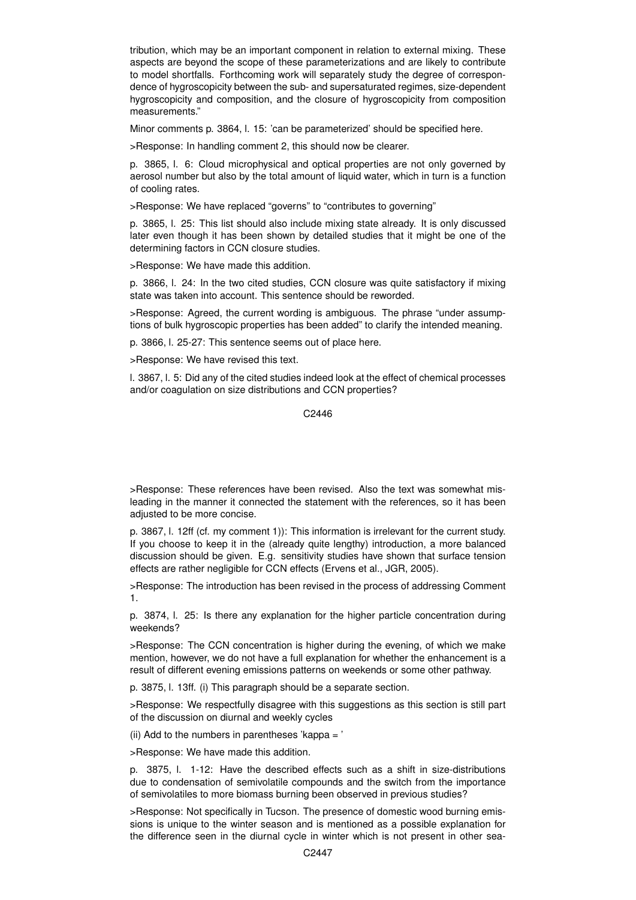tribution, which may be an important component in relation to external mixing. These aspects are beyond the scope of these parameterizations and are likely to contribute to model shortfalls. Forthcoming work will separately study the degree of correspondence of hygroscopicity between the sub- and supersaturated regimes, size-dependent hygroscopicity and composition, and the closure of hygroscopicity from composition measurements."

Minor comments p. 3864, l. 15: 'can be parameterized' should be specified here.

>Response: In handling comment 2, this should now be clearer.

p. 3865, l. 6: Cloud microphysical and optical properties are not only governed by aerosol number but also by the total amount of liquid water, which in turn is a function of cooling rates.

>Response: We have replaced "governs" to "contributes to governing"

p. 3865, l. 25: This list should also include mixing state already. It is only discussed later even though it has been shown by detailed studies that it might be one of the determining factors in CCN closure studies.

>Response: We have made this addition.

p. 3866, l. 24: In the two cited studies, CCN closure was quite satisfactory if mixing state was taken into account. This sentence should be reworded.

>Response: Agreed, the current wording is ambiguous. The phrase "under assumptions of bulk hygroscopic properties has been added" to clarify the intended meaning.

p. 3866, l. 25-27: This sentence seems out of place here.

>Response: We have revised this text.

l. 3867, l. 5: Did any of the cited studies indeed look at the effect of chemical processes and/or coagulation on size distributions and CCN properties?

>Response: These references have been revised. Also the text was somewhat misleading in the manner it connected the statement with the references, so it has been adjusted to be more concise.

p. 3867, l. 12ff (cf. my comment 1)): This information is irrelevant for the current study. If you choose to keep it in the (already quite lengthy) introduction, a more balanced discussion should be given. E.g. sensitivity studies have shown that surface tension effects are rather negligible for CCN effects (Ervens et al., JGR, 2005).

>Response: The introduction has been revised in the process of addressing Comment 1.

p. 3874, l. 25: Is there any explanation for the higher particle concentration during weekends?

>Response: The CCN concentration is higher during the evening, of which we make mention, however, we do not have a full explanation for whether the enhancement is a result of different evening emissions patterns on weekends or some other pathway.

p. 3875, l. 13ff. (i) This paragraph should be a separate section.

>Response: We respectfully disagree with this suggestions as this section is still part of the discussion on diurnal and weekly cycles

(ii) Add to the numbers in parentheses 'kappa = '

>Response: We have made this addition.

p. 3875, l. 1-12: Have the described effects such as a shift in size-distributions due to condensation of semivolatile compounds and the switch from the importance of semivolatiles to more biomass burning been observed in previous studies?

>Response: Not specifically in Tucson. The presence of domestic wood burning emissions is unique to the winter season and is mentioned as a possible explanation for the difference seen in the diurnal cycle in winter which is not present in other sea-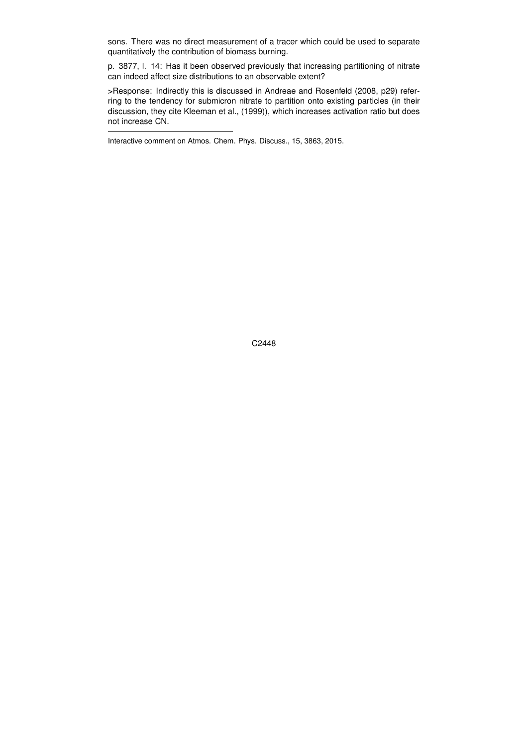sons. There was no direct measurement of a tracer which could be used to separate quantitatively the contribution of biomass burning.

p. 3877, l. 14: Has it been observed previously that increasing partitioning of nitrate can indeed affect size distributions to an observable extent?

>Response: Indirectly this is discussed in Andreae and Rosenfeld (2008, p29) referring to the tendency for submicron nitrate to partition onto existing particles (in their discussion, they cite Kleeman et al., (1999)), which increases activation ratio but does not increase CN.

---

Interactive comment on Atmos. Chem. Phys. Discuss., 15, 3863, 2015.